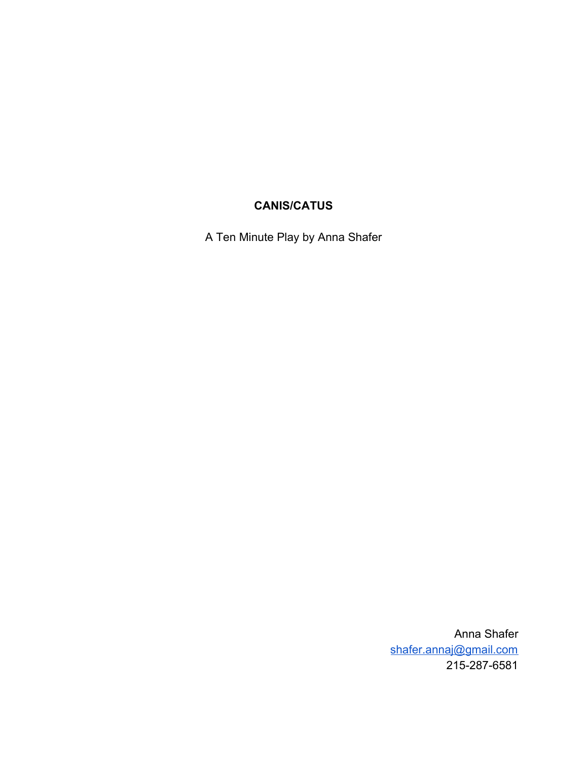# CANIS/CATUS

A Ten Minute Play by Anna Shafer

Anna Shafer
shafer.annaj@gmail.com
215-287-6581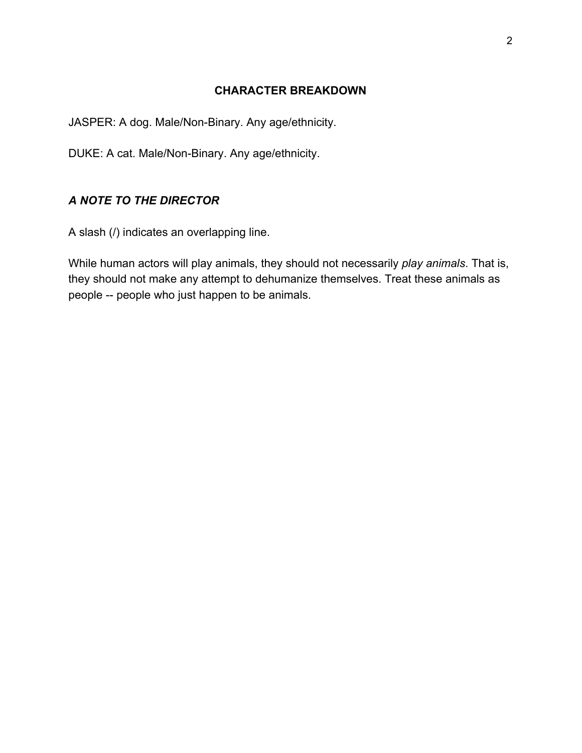## CHARACTER BREAKDOWN

JASPER: A dog. Male/Non-Binary. Any age/ethnicity.

DUKE: A cat. Male/Non-Binary. Any age/ethnicity.

### *A NOTE TO THE DIRECTOR*

A slash (/) indicates an overlapping line.

While human actors will play animals, they should not necessarily *play animals*. That is, they should not make any attempt to dehumanize themselves. Treat these animals as people -- people who just happen to be animals.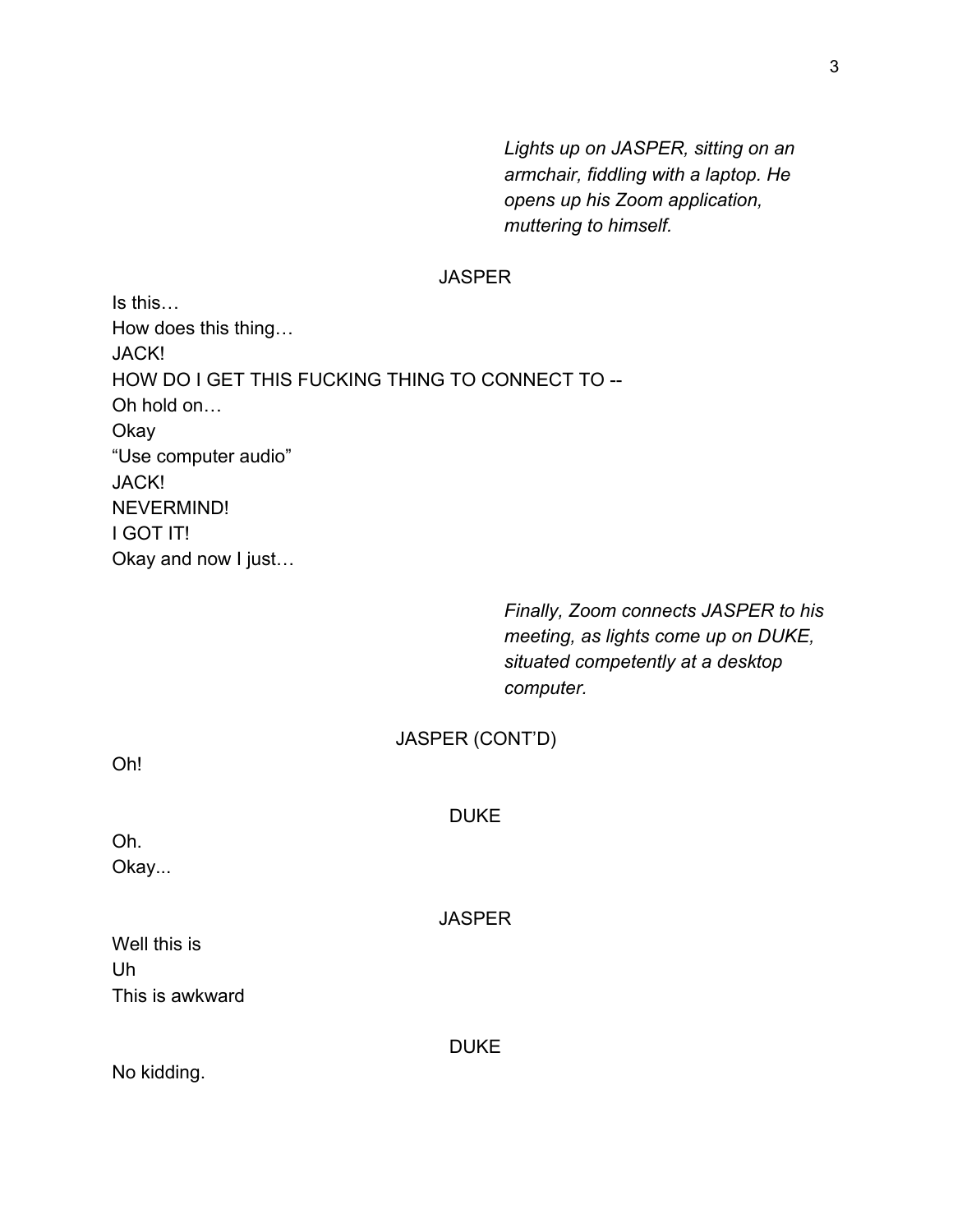*Lights up on JASPER, sitting on an armchair, fiddling with a laptop. He opens up his Zoom application, muttering to himself.*

JASPER

Is this…
How does this thing…
JACK!
HOW DO I GET THIS FUCKING THING TO CONNECT TO --
Oh hold on…
Okay
"Use computer audio"
JACK!
NEVERMIND!
I GOT IT!
Okay and now I just…

*Finally, Zoom connects JASPER to his meeting, as lights come up on DUKE, situated competently at a desktop computer.*

JASPER (CONT'D)

Oh!

DUKE

Oh.
Okay...

JASPER

Well this is
Uh
This is awkward

DUKE

No kidding.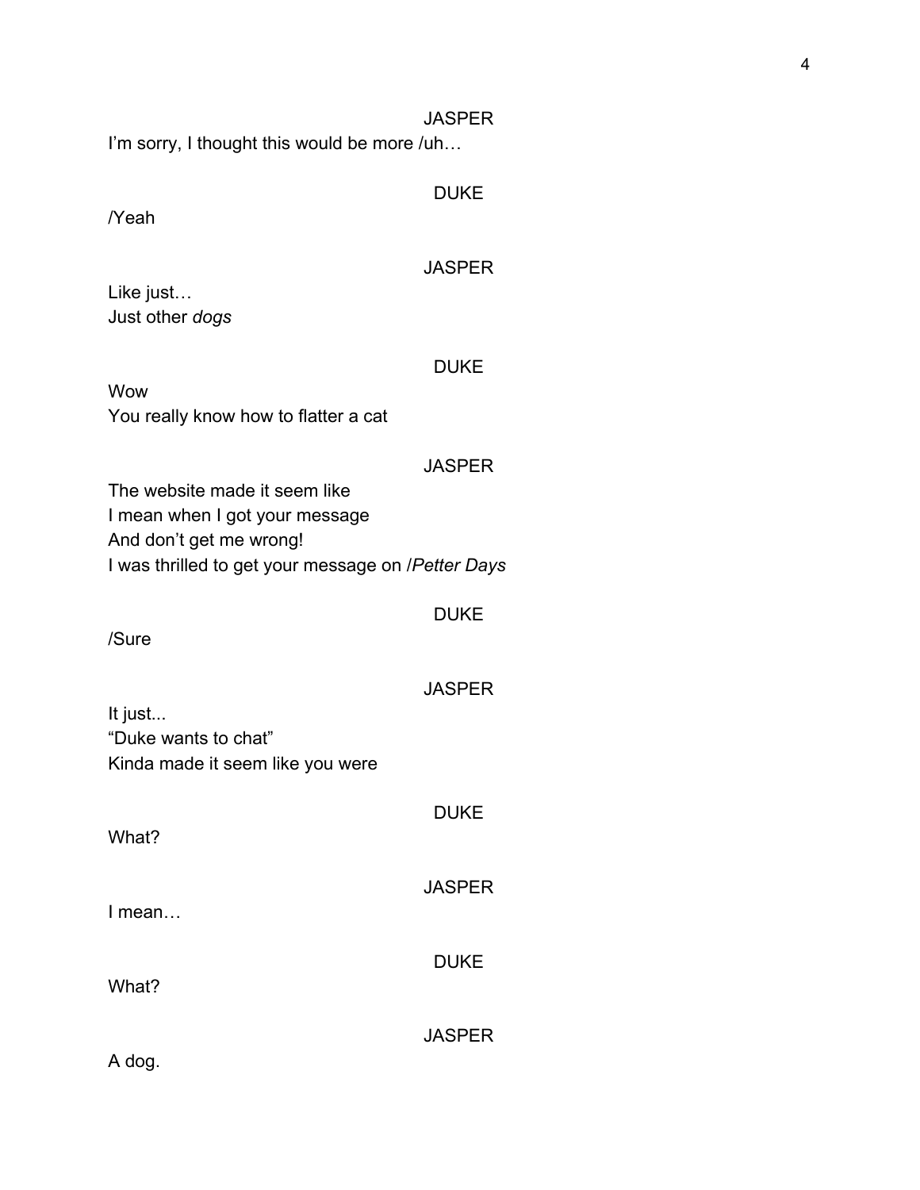JASPER

I'm sorry, I thought this would be more /uh…

DUKE

/Yeah

JASPER

Like just…
Just other *dogs*

DUKE

Wow
You really know how to flatter a cat

JASPER

The website made it seem like
I mean when I got your message
And don't get me wrong!
I was thrilled to get your message on /*Petter Days*

DUKE

/Sure

JASPER

It just...
"Duke wants to chat"
Kinda made it seem like you were

DUKE

What?

JASPER

I mean…

DUKE

What?

JASPER

A dog.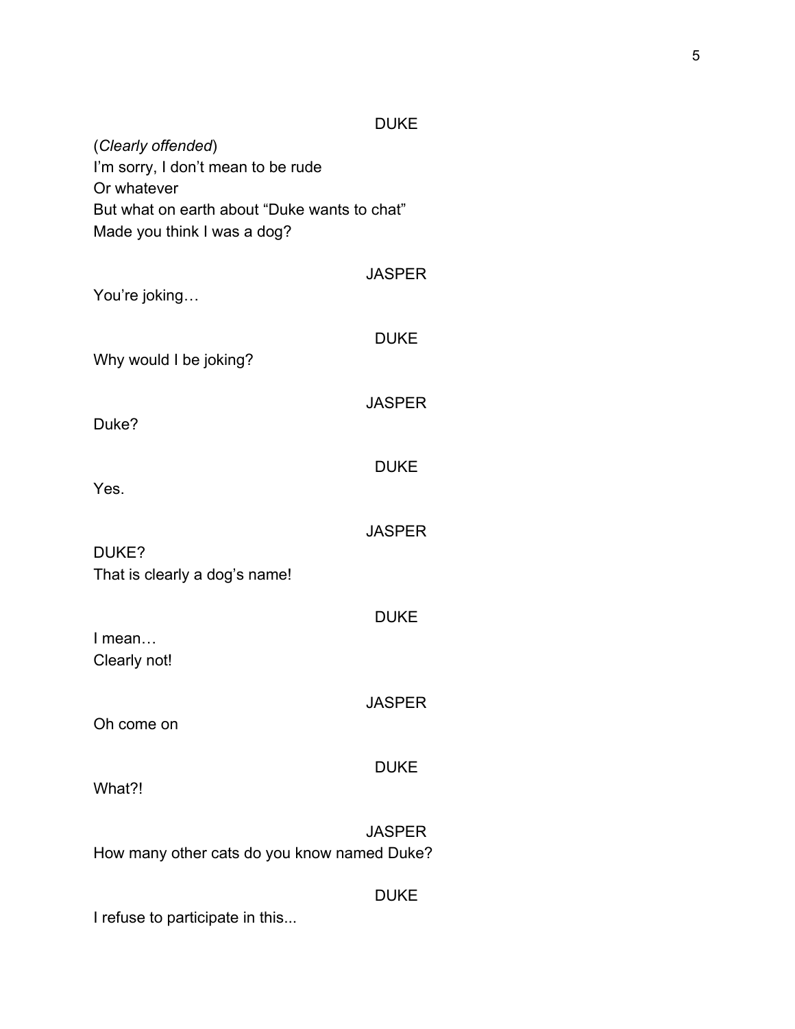DUKE

(*Clearly offended*)
I'm sorry, I don't mean to be rude
Or whatever
But what on earth about "Duke wants to chat"
Made you think I was a dog?

JASPER

You're joking…

DUKE

Why would I be joking?

JASPER

Duke?

DUKE

Yes.

JASPER

DUKE?
That is clearly a dog's name!

DUKE

I mean…
Clearly not!

JASPER

Oh come on

DUKE

What?!

JASPER

How many other cats do you know named Duke?

DUKE

I refuse to participate in this...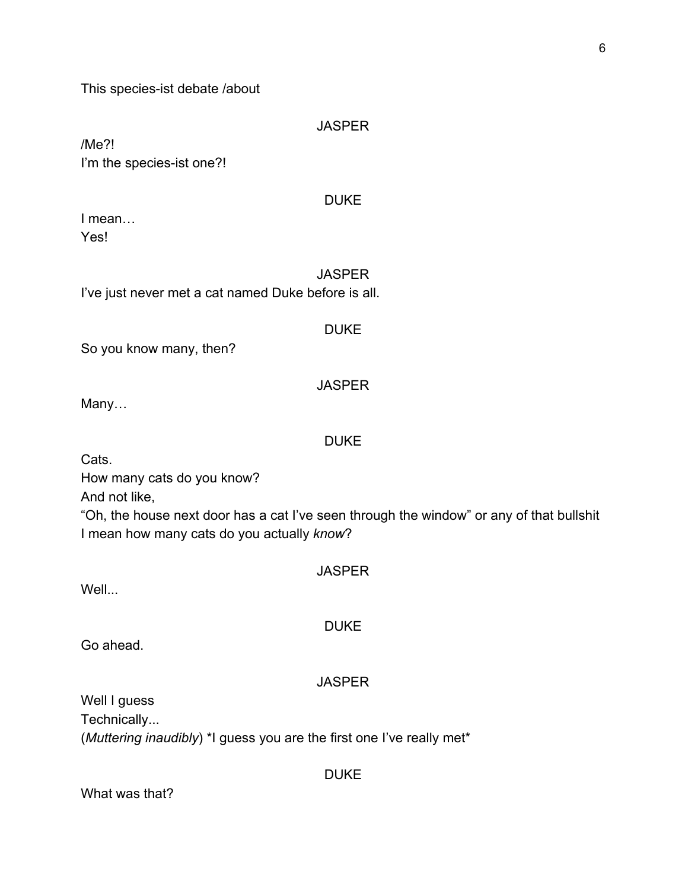This species-ist debate /about

JASPER

/Me?!
I'm the species-ist one?!

DUKE

I mean…
Yes!

JASPER

I've just never met a cat named Duke before is all.

DUKE

So you know many, then?

JASPER

Many…

DUKE

Cats.
How many cats do you know?
And not like,
"Oh, the house next door has a cat I've seen through the window" or any of that bullshit
I mean how many cats do you actually *know*?

JASPER

Well...

DUKE

Go ahead.

JASPER

Well I guess
Technically...
(*Muttering inaudibly*) *I guess you are the first one I've really met*

DUKE

What was that?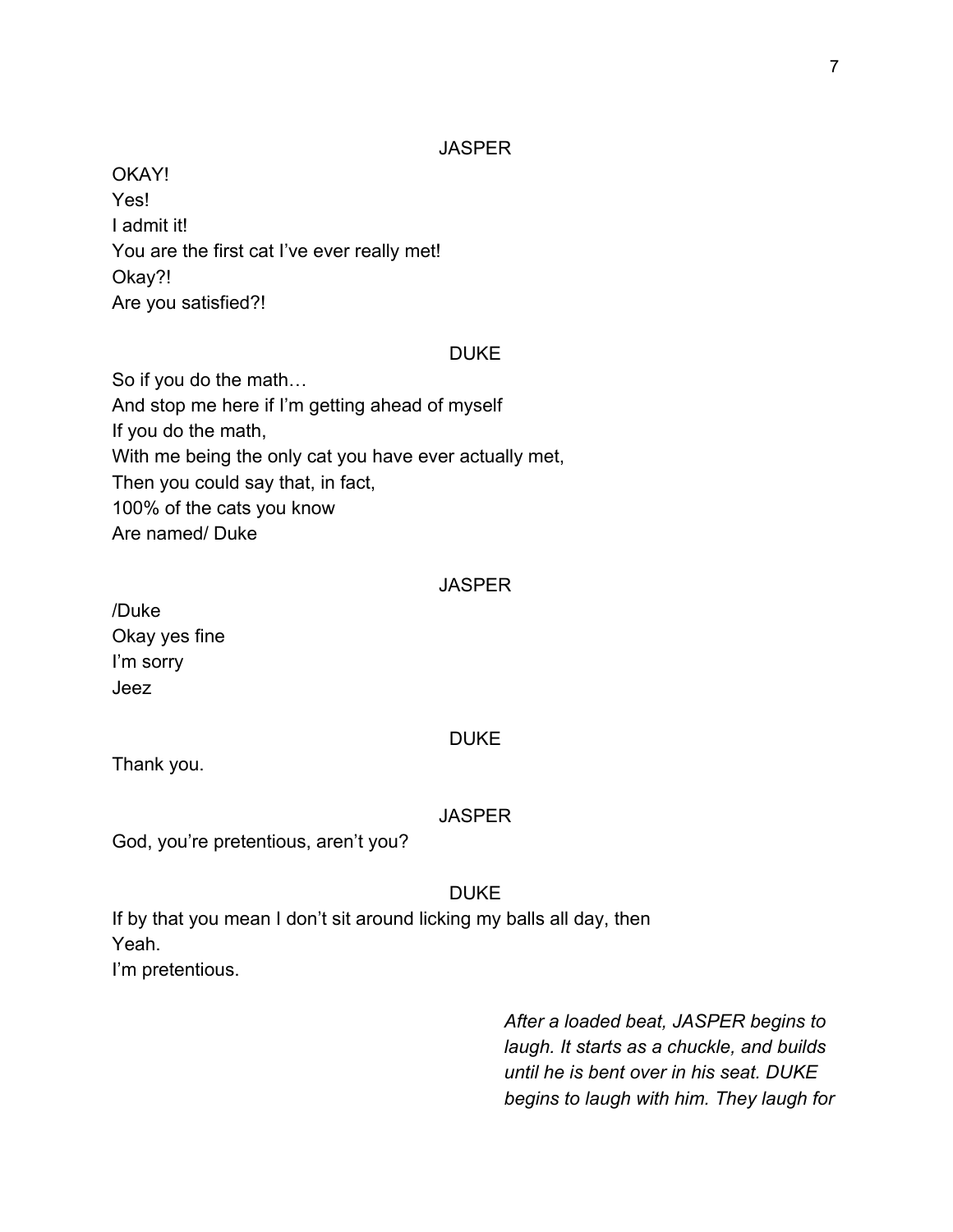JASPER

OKAY!
Yes!
I admit it!
You are the first cat I've ever really met!
Okay?!
Are you satisfied?!

DUKE

So if you do the math…
And stop me here if I'm getting ahead of myself
If you do the math,
With me being the only cat you have ever actually met,
Then you could say that, in fact,
100% of the cats you know
Are named/ Duke

JASPER

/Duke
Okay yes fine
I'm sorry
Jeez

DUKE

Thank you.

JASPER

God, you're pretentious, aren't you?

DUKE

If by that you mean I don't sit around licking my balls all day, then
Yeah.
I'm pretentious.

*After a loaded beat, JASPER begins to laugh. It starts as a chuckle, and builds until he is bent over in his seat. DUKE begins to laugh with him. They laugh for*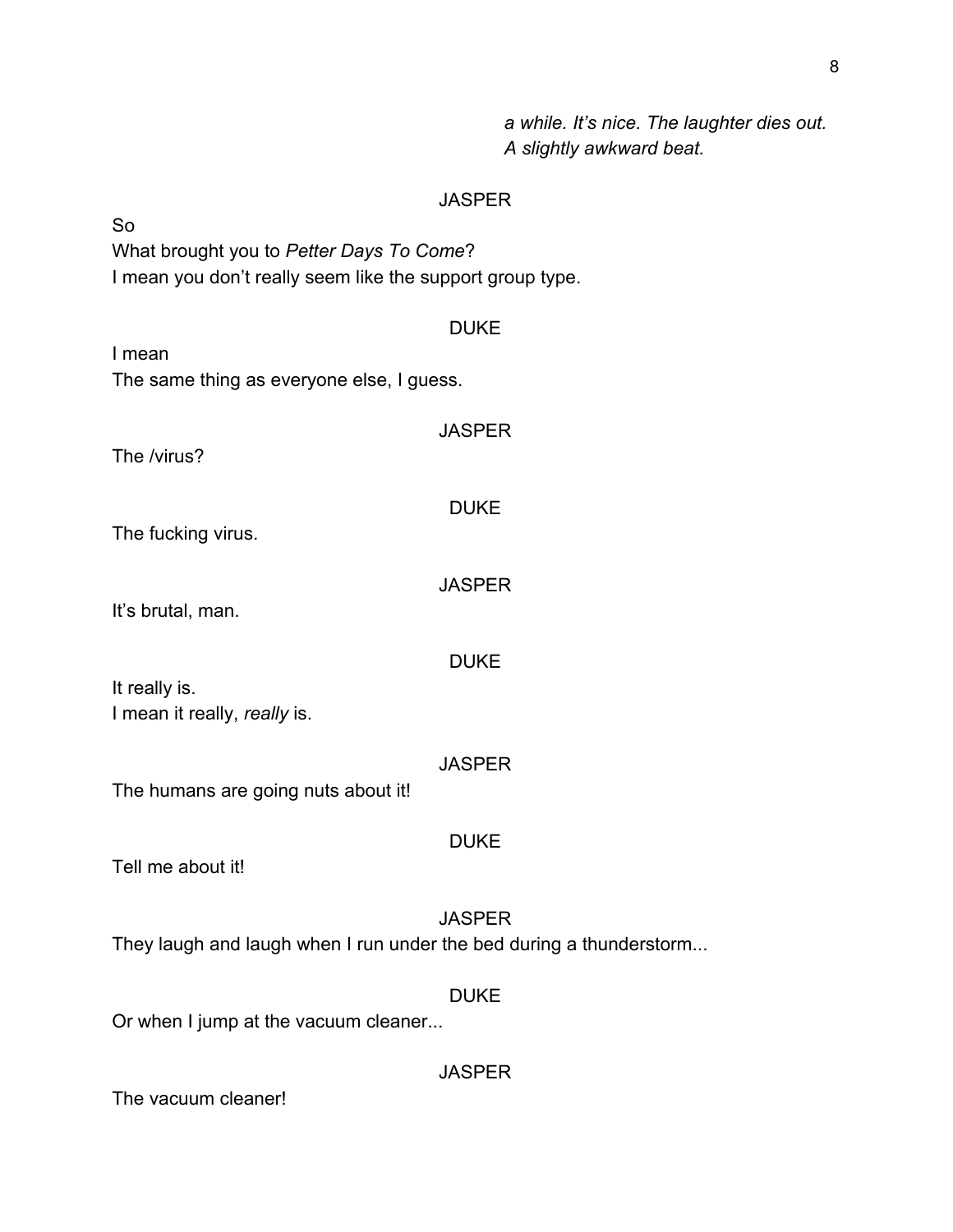*a while. It's nice. The laughter dies out. A slightly awkward beat.*

JASPER

So
What brought you to *Petter Days To Come*?
I mean you don't really seem like the support group type.

DUKE

I mean
The same thing as everyone else, I guess.

JASPER

The /virus?

DUKE

The fucking virus.

JASPER

It's brutal, man.

DUKE

It really is.
I mean it really, *really* is.

JASPER

The humans are going nuts about it!

DUKE

Tell me about it!

JASPER

They laugh and laugh when I run under the bed during a thunderstorm...

DUKE

Or when I jump at the vacuum cleaner...

JASPER

The vacuum cleaner!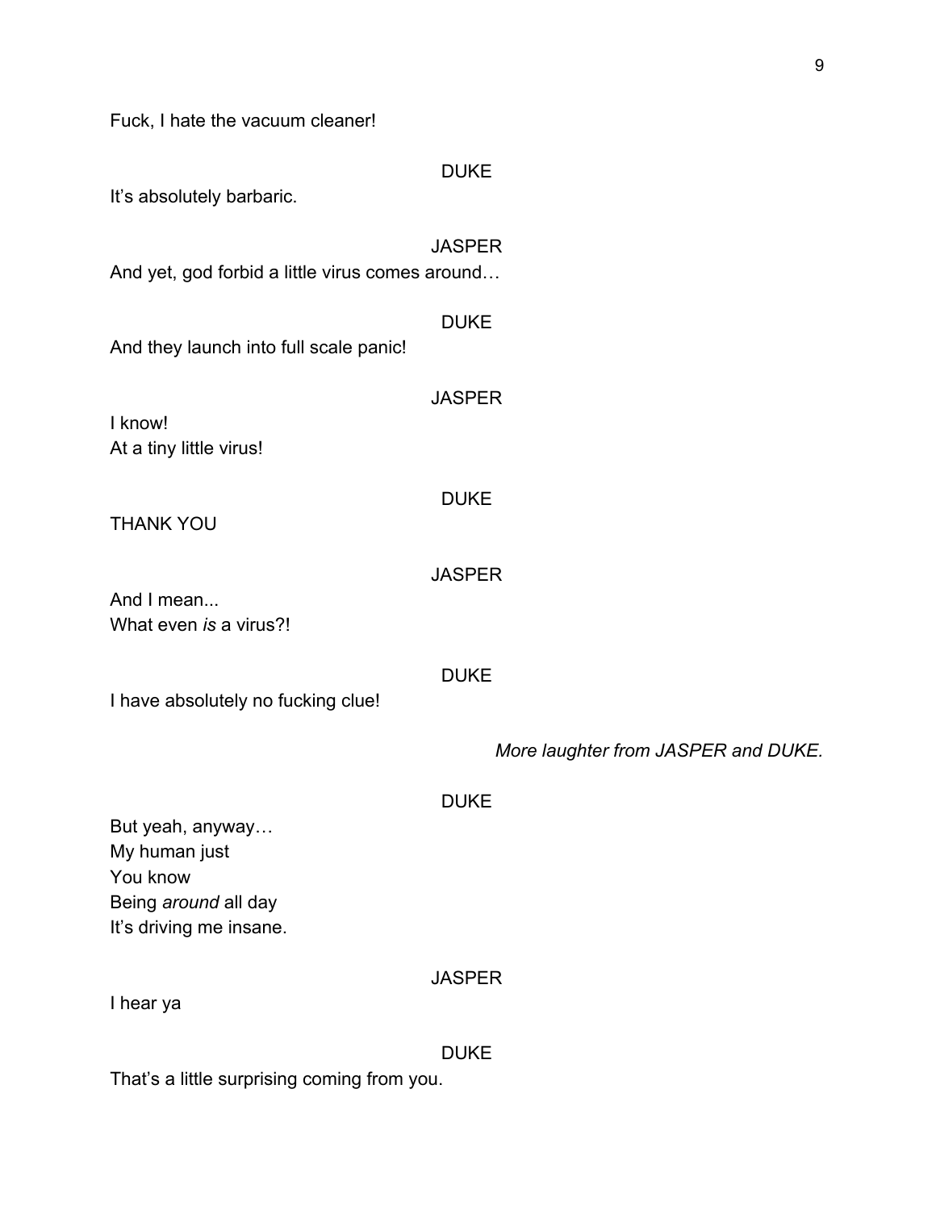Fuck, I hate the vacuum cleaner!

DUKE

It's absolutely barbaric.

JASPER

And yet, god forbid a little virus comes around…

DUKE

And they launch into full scale panic!

JASPER

I know!
At a tiny little virus!

DUKE

THANK YOU

JASPER

And I mean...
What even *is* a virus?!

DUKE

I have absolutely no fucking clue!

*More laughter from JASPER and DUKE.*

DUKE

But yeah, anyway…
My human just
You know
Being *around* all day
It's driving me insane.

JASPER

I hear ya

DUKE

That's a little surprising coming from you.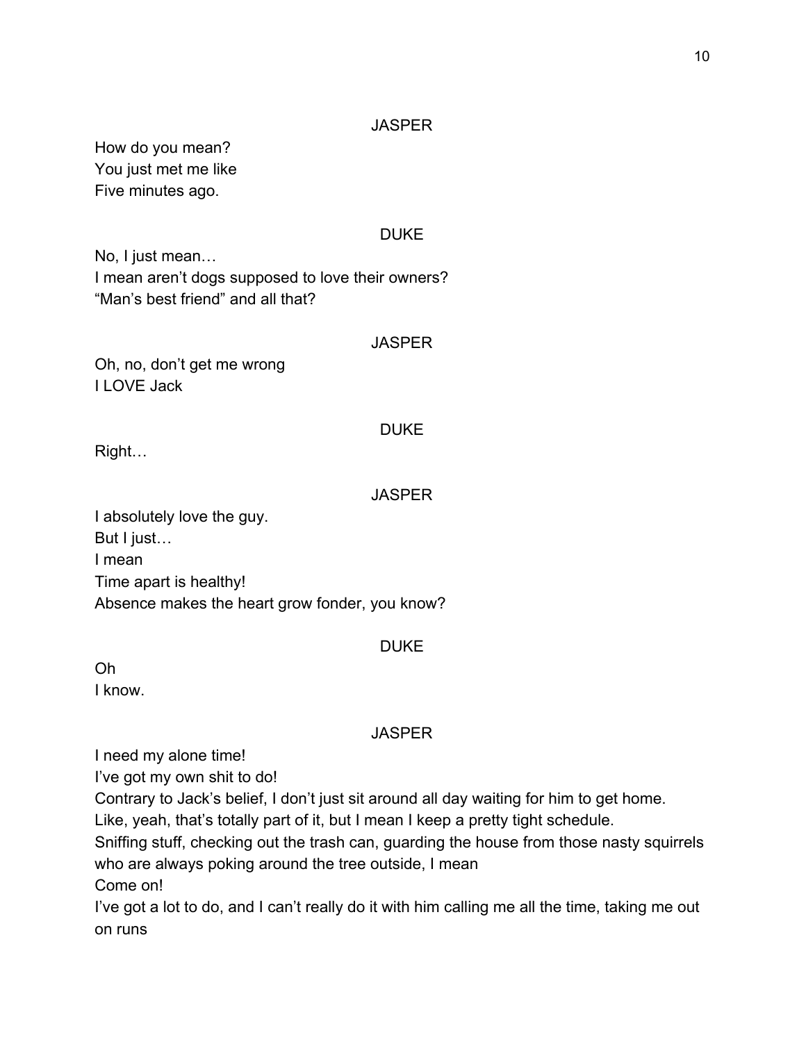JASPER

How do you mean?
You just met me like
Five minutes ago.

DUKE

No, I just mean…
I mean aren't dogs supposed to love their owners?
"Man's best friend" and all that?

JASPER

Oh, no, don't get me wrong
I LOVE Jack

DUKE

Right…

JASPER

I absolutely love the guy.
But I just…
I mean
Time apart is healthy!
Absence makes the heart grow fonder, you know?

DUKE

Oh
I know.

JASPER

I need my alone time!
I've got my own shit to do!
Contrary to Jack's belief, I don't just sit around all day waiting for him to get home.
Like, yeah, that's totally part of it, but I mean I keep a pretty tight schedule.
Sniffing stuff, checking out the trash can, guarding the house from those nasty squirrels who are always poking around the tree outside, I mean
Come on!
I've got a lot to do, and I can't really do it with him calling me all the time, taking me out on runs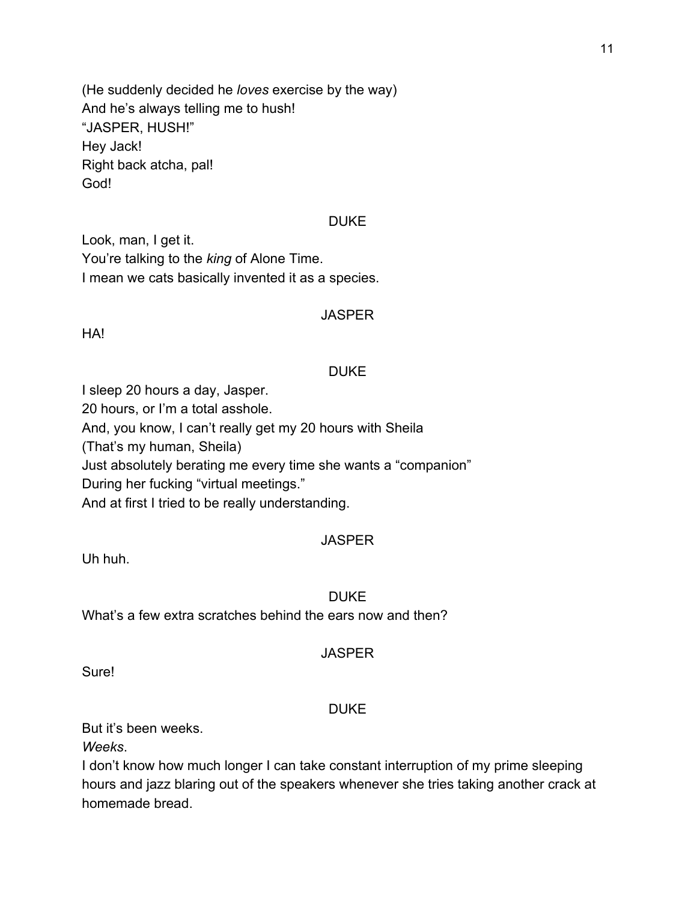(He suddenly decided he *loves* exercise by the way)
And he's always telling me to hush!
"JASPER, HUSH!"
Hey Jack!
Right back atcha, pal!
God!

DUKE

Look, man, I get it.
You're talking to the *king* of Alone Time.
I mean we cats basically invented it as a species.

JASPER

HA!

DUKE

I sleep 20 hours a day, Jasper.
20 hours, or I'm a total asshole.
And, you know, I can't really get my 20 hours with Sheila
(That's my human, Sheila)
Just absolutely berating me every time she wants a "companion"
During her fucking "virtual meetings."
And at first I tried to be really understanding.

JASPER

Uh huh.

DUKE

What's a few extra scratches behind the ears now and then?

JASPER

Sure!

DUKE

But it's been weeks.
*Weeks*.
I don't know how much longer I can take constant interruption of my prime sleeping hours and jazz blaring out of the speakers whenever she tries taking another crack at homemade bread.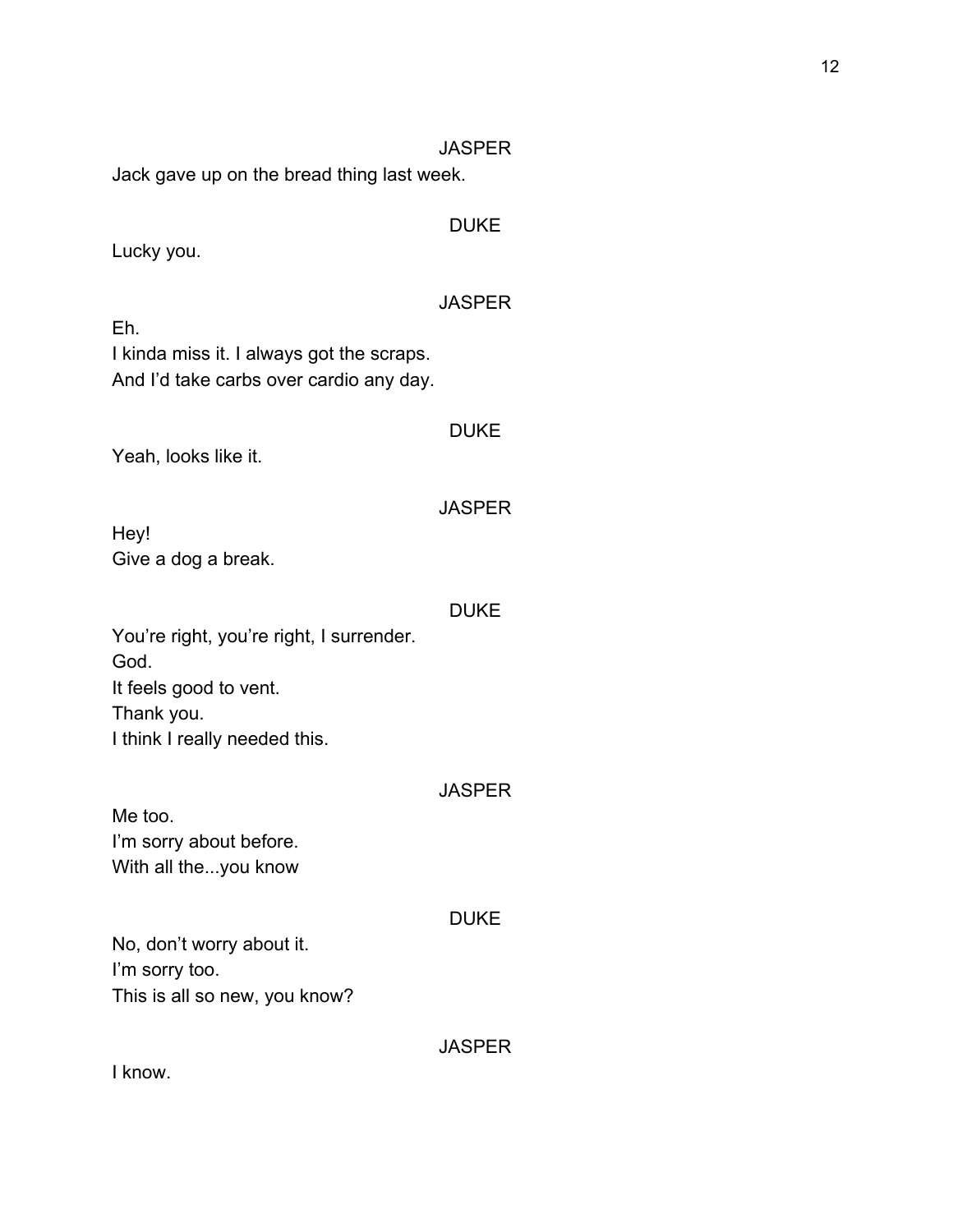JASPER

Jack gave up on the bread thing last week.

DUKE

Lucky you.

JASPER

Eh.
I kinda miss it. I always got the scraps.
And I'd take carbs over cardio any day.

DUKE

Yeah, looks like it.

JASPER

Hey!
Give a dog a break.

DUKE

You're right, you're right, I surrender.
God.
It feels good to vent.
Thank you.
I think I really needed this.

JASPER

Me too.
I'm sorry about before.
With all the...you know

DUKE

No, don't worry about it.
I'm sorry too.
This is all so new, you know?

JASPER

I know.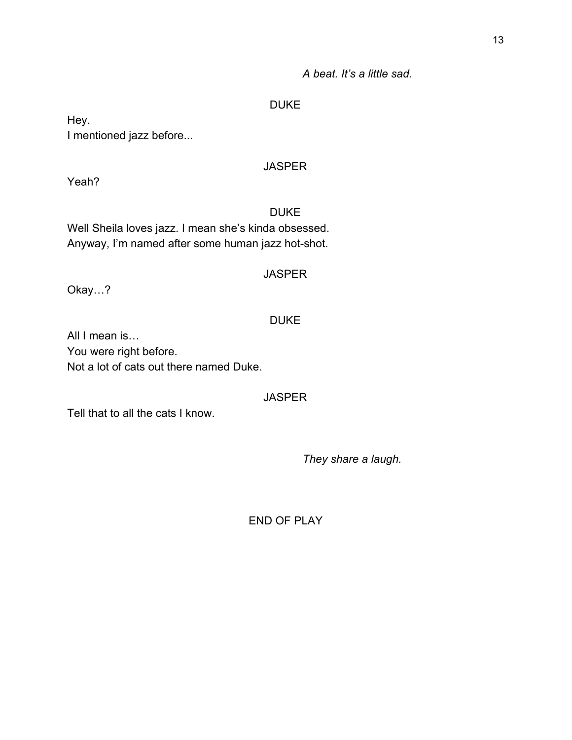*A beat. It's a little sad.*

DUKE

Hey.
I mentioned jazz before...

JASPER

Yeah?

DUKE

Well Sheila loves jazz. I mean she's kinda obsessed.
Anyway, I'm named after some human jazz hot-shot.

JASPER

Okay…?

DUKE

All I mean is…
You were right before.
Not a lot of cats out there named Duke.

JASPER

Tell that to all the cats I know.

*They share a laugh.*

END OF PLAY